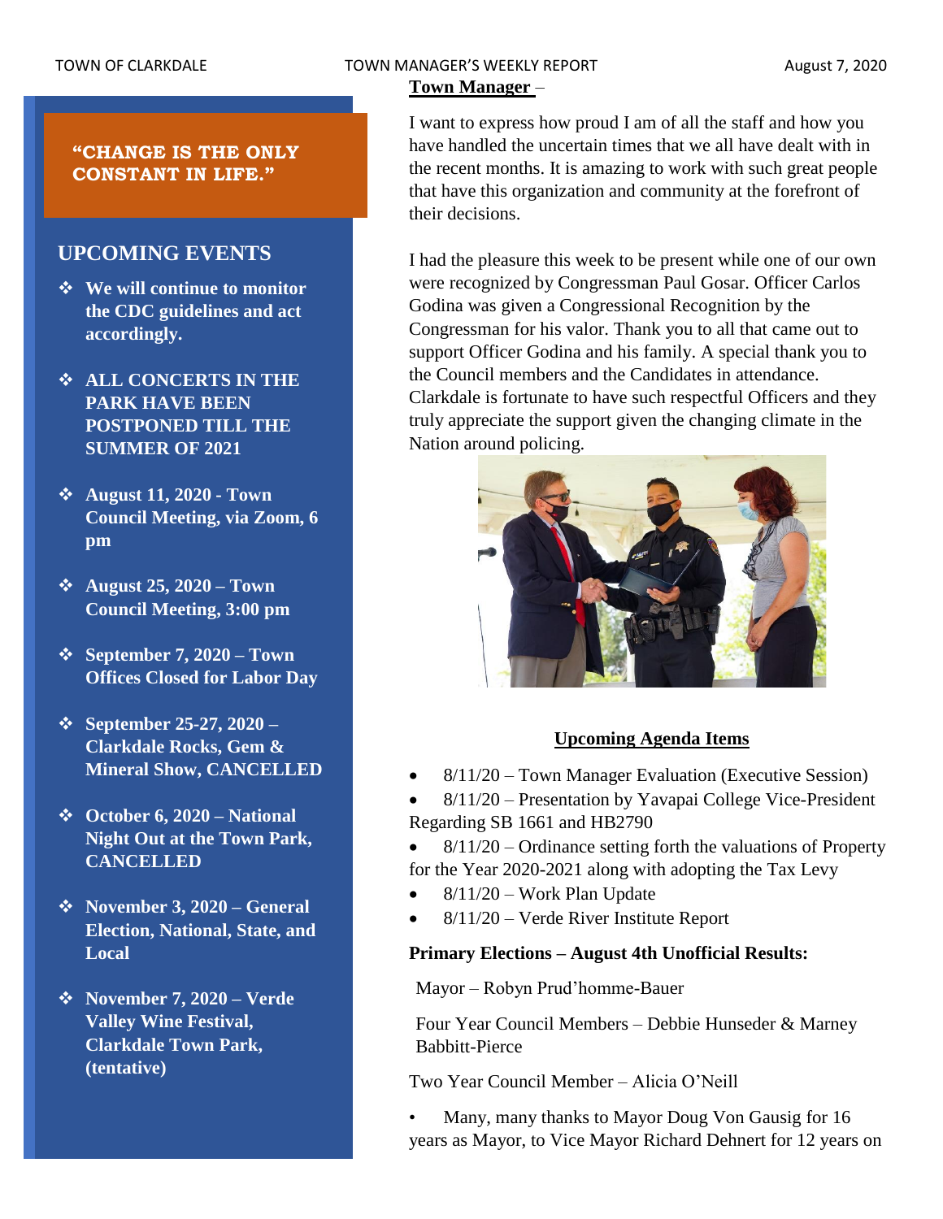TOWN OF CLARKDALE TOWN MANAGER'S WEEKLY REPORT August 7, 2020

**"CHANGE IS THE ONLY CONSTANT IN LIFE."**

## UPCOMING EVENTS

- **We will continue to monitor the CDC guidelines and act accordingly.**
- **ALL CONCERTS IN THE PARK HAVE BEEN POSTPONED TILL THE SUMMER OF 2021**
- **August 11, 2020 - Town Council Meeting, via Zoom, 6 pm**
- **August 25, 2020 – Town Council Meeting, 3:00 pm**
- **September 7, 2020 – Town Offices Closed for Labor Day**
- **September 25-27, 2020 – Clarkdale Rocks, Gem & Mineral Show, CANCELLED**
- **October 6, 2020 – National Night Out at the Town Park, CANCELLED**
- **November 3, 2020 – General Election, National, State, and Local**
- **November 7, 2020 – Verde Valley Wine Festival, Clarkdale Town Park, (tentative)**

## Town Manager –

I want to express how proud I am of all the staff and how you have handled the uncertain times that we all have dealt with in the recent months. It is amazing to work with such great people that have this organization and community at the forefront of their decisions.

I had the pleasure this week to be present while one of our own were recognized by Congressman Paul Gosar. Officer Carlos Godina was given a Congressional Recognition by the Congressman for his valor. Thank you to all that came out to support Officer Godina and his family. A special thank you to the Council members and the Candidates in attendance. Clarkdale is fortunate to have such respectful Officers and they truly appreciate the support given the changing climate in the Nation around policing.

### Upcoming Agenda Items

- 8/11/20 – Town Manager Evaluation (Executive Session)
- 8/11/20 – Presentation by Yavapai College Vice-President Regarding SB 1661 and HB2790
- 8/11/20 – Ordinance setting forth the valuations of Property for the Year 2020-2021 along with adopting the Tax Levy
- 8/11/20 – Work Plan Update
- 8/11/20 – Verde River Institute Report

**Primary Elections – August 4th Unofficial Results:**

Mayor – Robyn Prud'homme-Bauer

Four Year Council Members – Debbie Hunseder & Marney Babbitt-Pierce

Two Year Council Member – Alicia O'Neill

- Many, many thanks to Mayor Doug Von Gausig for 16 years as Mayor, to Vice Mayor Richard Dehnert for 12 years on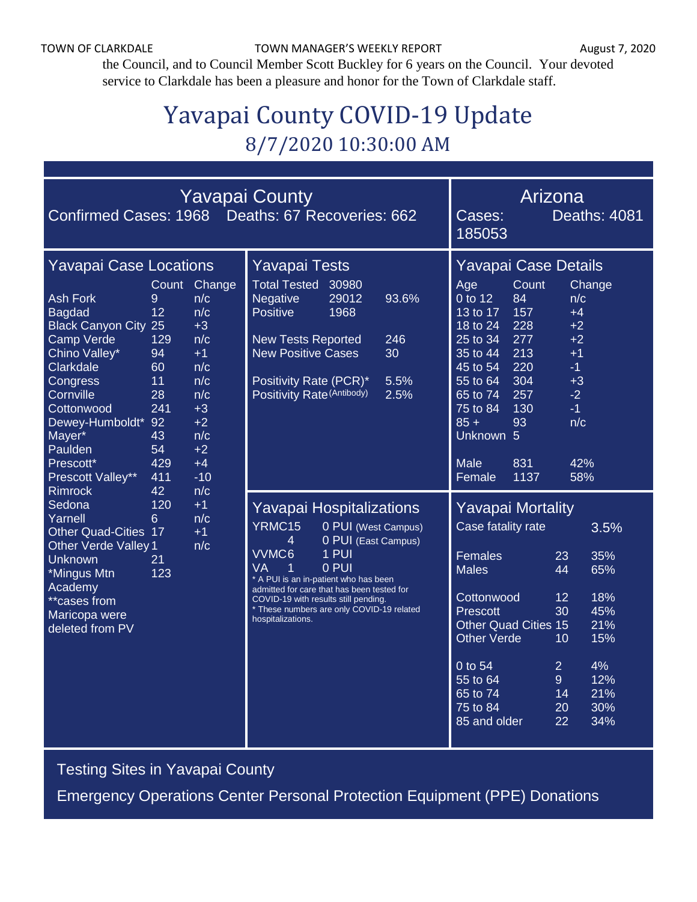the Council, and to Council Member Scott Buckley for 6 years on the Council. Your devoted service to Clarkdale has been a pleasure and honor for the Town of Clarkdale staff.

# Yavapai County COVID-19 Update

## 8/7/2020 10:30:00 AM

### Yavapai County

Confirmed Cases: 1968 Deaths: 67 Recoveries: 662

### Arizona

Cases: 185053 Deaths: 4081

### Yavapai Case Locations

| | Count | Change |
|---|---|---|
| Ash Fork | 9 | n/c |
| Bagdad | 12 | n/c |
| Black Canyon City | 25 | +3 |
| Camp Verde | 129 | n/c |
| Chino Valley* | 94 | +1 |
| Clarkdale | 60 | n/c |
| Congress | 11 | n/c |
| Cornville | 28 | n/c |
| Cottonwood | 241 | +3 |
| Dewey-Humboldt* | 92 | +2 |
| Mayer* | 43 | n/c |
| Paulden | 54 | +2 |
| Prescott* | 429 | +4 |
| Prescott Valley** | 411 | -10 |
| Rimrock | 42 | n/c |
| Sedona | 120 | +1 |
| Yarnell | 6 | n/c |
| Other Quad-Cities | 17 | +1 |
| Other Verde Valley | 1 | n/c |
| Unknown | 21 | |
| *Mingus Mtn Academy | 123 | |

**cases from Maricopa were deleted from PV

### Yavapai Tests

| | | |
|---|---|---|
| Total Tested | 30980 | |
| Negative | 29012 | 93.6% |
| Positive | 1968 | |
| New Tests Reported | 246 | |
| New Positive Cases | 30 | |
| Positivity Rate (PCR)* | 5.5% | |
| Positivity Rate (Antibody) | 2.5% | |

### Yavapai Case Details

| Age | Count | Change |
|---|---|---|
| 0 to 12 | 84 | n/c |
| 13 to 17 | 157 | +4 |
| 18 to 24 | 228 | +2 |
| 25 to 34 | 277 | +2 |
| 35 to 44 | 213 | +1 |
| 45 to 54 | 220 | -1 |
| 55 to 64 | 304 | +3 |
| 65 to 74 | 257 | -2 |
| 75 to 84 | 130 | -1 |
| 85 + | 93 | n/c |
| Unknown | 5 | |
| Male | 831 | 42% |
| Female | 1137 | 58% |

### Yavapai Hospitalizations

| | |
|---|---|
| YRMC15 | 0 PUI (West Campus) |
| 4 | 0 PUI (East Campus) |
| VVMC6 | 1 PUI |
| VA 1 | 0 PUI |

* A PUI is an in-patient who has been admitted for care that has been tested for COVID-19 with results still pending.
* These numbers are only COVID-19 related hospitalizations.

### Yavapai Mortality

Case fatality rate 3.5%

| | | |
|---|---|---|
| Females | 23 | 35% |
| Males | 44 | 65% |
| Cottonwood | 12 | 18% |
| Prescott | 30 | 45% |
| Other Quad Cities | 15 | 21% |
| Other Verde | 10 | 15% |
| 0 to 54 | 2 | 4% |
| 55 to 64 | 9 | 12% |
| 65 to 74 | 14 | 21% |
| 75 to 84 | 20 | 30% |
| 85 and older | 22 | 34% |

Testing Sites in Yavapai County

Emergency Operations Center Personal Protection Equipment (PPE) Donations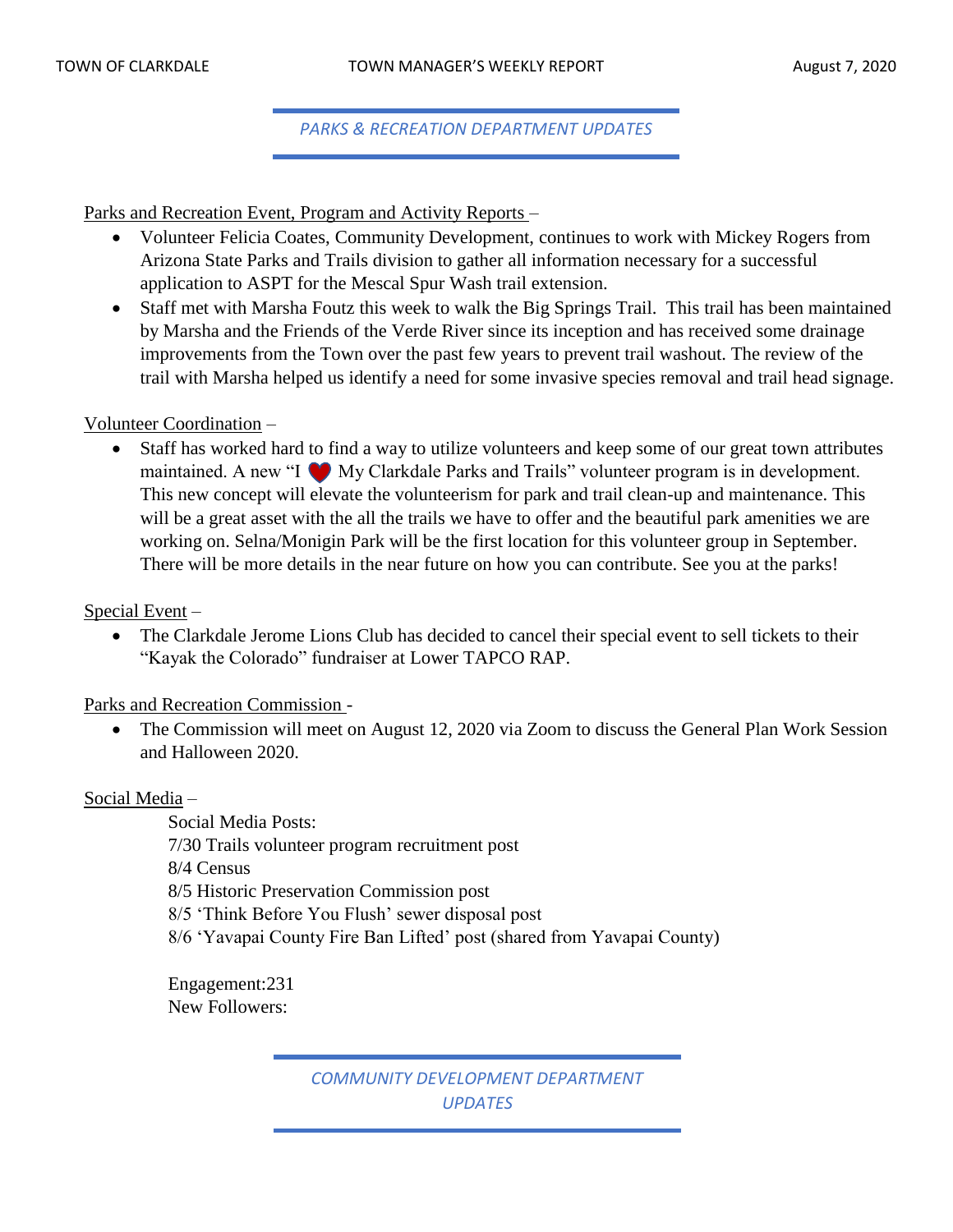## *PARKS & RECREATION DEPARTMENT UPDATES*

Parks and Recreation Event, Program and Activity Reports –

- Volunteer Felicia Coates, Community Development, continues to work with Mickey Rogers from Arizona State Parks and Trails division to gather all information necessary for a successful application to ASPT for the Mescal Spur Wash trail extension.
- Staff met with Marsha Foutz this week to walk the Big Springs Trail. This trail has been maintained by Marsha and the Friends of the Verde River since its inception and has received some drainage improvements from the Town over the past few years to prevent trail washout. The review of the trail with Marsha helped us identify a need for some invasive species removal and trail head signage.

Volunteer Coordination –

- Staff has worked hard to find a way to utilize volunteers and keep some of our great town attributes maintained. A new "I ❤ My Clarkdale Parks and Trails" volunteer program is in development. This new concept will elevate the volunteerism for park and trail clean-up and maintenance. This will be a great asset with the all the trails we have to offer and the beautiful park amenities we are working on. Selna/Monigin Park will be the first location for this volunteer group in September. There will be more details in the near future on how you can contribute. See you at the parks!

Special Event –

- The Clarkdale Jerome Lions Club has decided to cancel their special event to sell tickets to their "Kayak the Colorado" fundraiser at Lower TAPCO RAP.

Parks and Recreation Commission -

- The Commission will meet on August 12, 2020 via Zoom to discuss the General Plan Work Session and Halloween 2020.

Social Media –

Social Media Posts:
7/30 Trails volunteer program recruitment post
8/4 Census
8/5 Historic Preservation Commission post
8/5 'Think Before You Flush' sewer disposal post
8/6 'Yavapai County Fire Ban Lifted' post (shared from Yavapai County)

Engagement:231
New Followers:

## *COMMUNITY DEVELOPMENT DEPARTMENT UPDATES*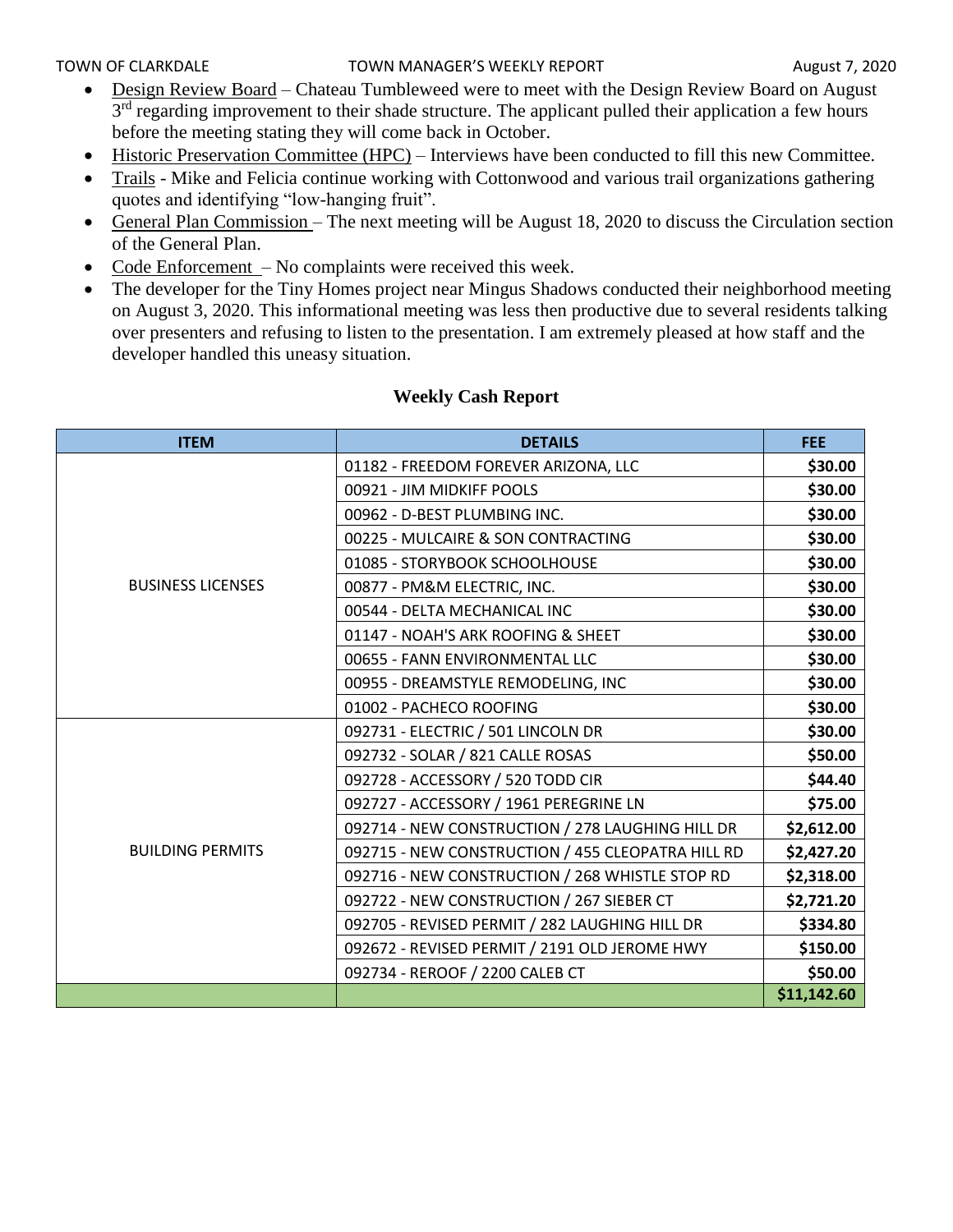- Design Review Board – Chateau Tumbleweed were to meet with the Design Review Board on August 3rd regarding improvement to their shade structure. The applicant pulled their application a few hours before the meeting stating they will come back in October.
- Historic Preservation Committee (HPC) – Interviews have been conducted to fill this new Committee.
- Trails - Mike and Felicia continue working with Cottonwood and various trail organizations gathering quotes and identifying "low-hanging fruit".
- General Plan Commission – The next meeting will be August 18, 2020 to discuss the Circulation section of the General Plan.
- Code Enforcement – No complaints were received this week.
- The developer for the Tiny Homes project near Mingus Shadows conducted their neighborhood meeting on August 3, 2020. This informational meeting was less then productive due to several residents talking over presenters and refusing to listen to the presentation. I am extremely pleased at how staff and the developer handled this uneasy situation.

## Weekly Cash Report

| ITEM | DETAILS | FEE |
|---|---|---|
| BUSINESS LICENSES | 01182 - FREEDOM FOREVER ARIZONA, LLC | $30.00 |
| | 00921 - JIM MIDKIFF POOLS | $30.00 |
| | 00962 - D-BEST PLUMBING INC. | $30.00 |
| | 00225 - MULCAIRE & SON CONTRACTING | $30.00 |
| | 01085 - STORYBOOK SCHOOLHOUSE | $30.00 |
| | 00877 - PM&M ELECTRIC, INC. | $30.00 |
| | 00544 - DELTA MECHANICAL INC | $30.00 |
| | 01147 - NOAH'S ARK ROOFING & SHEET | $30.00 |
| | 00655 - FANN ENVIRONMENTAL LLC | $30.00 |
| | 00955 - DREAMSTYLE REMODELING, INC | $30.00 |
| | 01002 - PACHECO ROOFING | $30.00 |
| BUILDING PERMITS | 092731 - ELECTRIC / 501 LINCOLN DR | $30.00 |
| | 092732 - SOLAR / 821 CALLE ROSAS | $50.00 |
| | 092728 - ACCESSORY / 520 TODD CIR | $44.40 |
| | 092727 - ACCESSORY / 1961 PEREGRINE LN | $75.00 |
| | 092714 - NEW CONSTRUCTION / 278 LAUGHING HILL DR | $2,612.00 |
| | 092715 - NEW CONSTRUCTION / 455 CLEOPATRA HILL RD | $2,427.20 |
| | 092716 - NEW CONSTRUCTION / 268 WHISTLE STOP RD | $2,318.00 |
| | 092722 - NEW CONSTRUCTION / 267 SIEBER CT | $2,721.20 |
| | 092705 - REVISED PERMIT / 282 LAUGHING HILL DR | $334.80 |
| | 092672 - REVISED PERMIT / 2191 OLD JEROME HWY | $150.00 |
| | 092734 - REROOF / 2200 CALEB CT | $50.00 |
| | | $11,142.60 |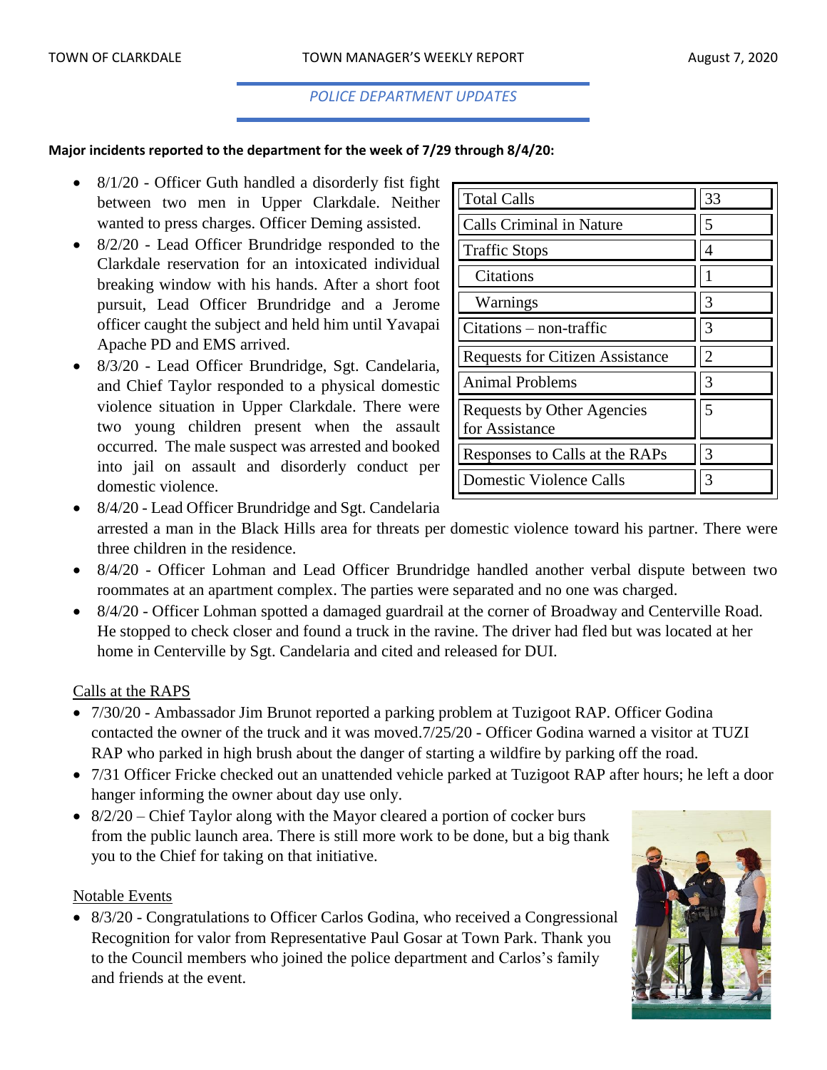## *POLICE DEPARTMENT UPDATES*

**Major incidents reported to the department for the week of 7/29 through 8/4/20:**

| Total Calls | 33 |
|---|---|
| Calls Criminal in Nature | 5 |
| Traffic Stops | 4 |
| Citations | 1 |
| Warnings | 3 |
| Citations – non-traffic | 3 |
| Requests for Citizen Assistance | 2 |
| Animal Problems | 3 |
| Requests by Other Agencies for Assistance | 5 |
| Responses to Calls at the RAPs | 3 |
| Domestic Violence Calls | 3 |

- 8/1/20 - Officer Guth handled a disorderly fist fight between two men in Upper Clarkdale. Neither wanted to press charges. Officer Deming assisted.
- 8/2/20 - Lead Officer Brundridge responded to the Clarkdale reservation for an intoxicated individual breaking window with his hands. After a short foot pursuit, Lead Officer Brundridge and a Jerome officer caught the subject and held him until Yavapai Apache PD and EMS arrived.
- 8/3/20 - Lead Officer Brundridge, Sgt. Candelaria, and Chief Taylor responded to a physical domestic violence situation in Upper Clarkdale. There were two young children present when the assault occurred. The male suspect was arrested and booked into jail on assault and disorderly conduct per domestic violence.
- 8/4/20 - Lead Officer Brundridge and Sgt. Candelaria arrested a man in the Black Hills area for threats per domestic violence toward his partner. There were three children in the residence.
- 8/4/20 - Officer Lohman and Lead Officer Brundridge handled another verbal dispute between two roommates at an apartment complex. The parties were separated and no one was charged.
- 8/4/20 - Officer Lohman spotted a damaged guardrail at the corner of Broadway and Centerville Road. He stopped to check closer and found a truck in the ravine. The driver had fled but was located at her home in Centerville by Sgt. Candelaria and cited and released for DUI.

Calls at the RAPS

- 7/30/20 - Ambassador Jim Brunot reported a parking problem at Tuzigoot RAP. Officer Godina contacted the owner of the truck and it was moved.7/25/20 - Officer Godina warned a visitor at TUZI RAP who parked in high brush about the danger of starting a wildfire by parking off the road.
- 7/31 Officer Fricke checked out an unattended vehicle parked at Tuzigoot RAP after hours; he left a door hanger informing the owner about day use only.
- 8/2/20 – Chief Taylor along with the Mayor cleared a portion of cocker burs from the public launch area. There is still more work to be done, but a big thank you to the Chief for taking on that initiative.

Notable Events

- 8/3/20 - Congratulations to Officer Carlos Godina, who received a Congressional Recognition for valor from Representative Paul Gosar at Town Park. Thank you to the Council members who joined the police department and Carlos's family and friends at the event.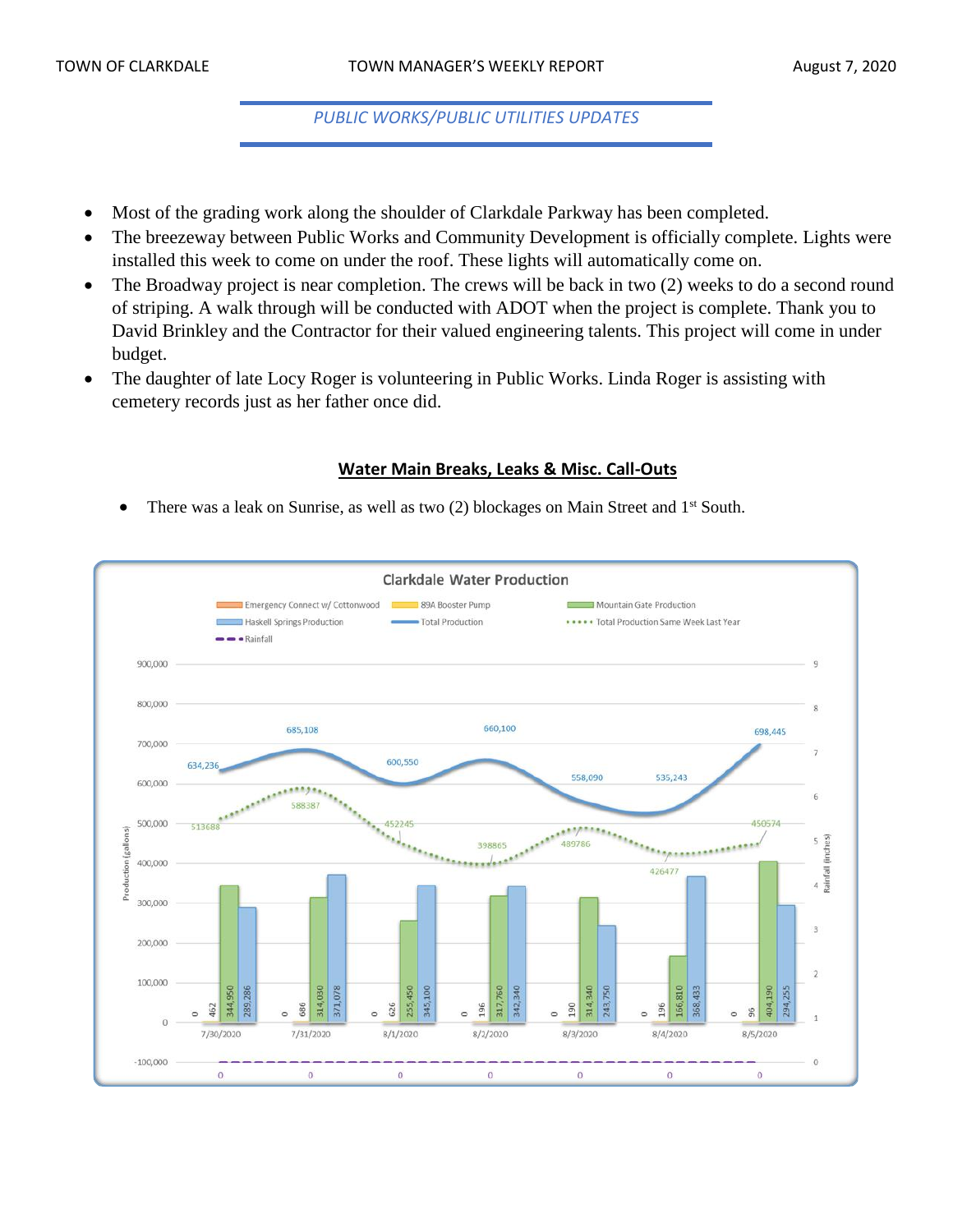## PUBLIC WORKS/PUBLIC UTILITIES UPDATES

- Most of the grading work along the shoulder of Clarkdale Parkway has been completed.
- The breezeway between Public Works and Community Development is officially complete. Lights were installed this week to come on under the roof. These lights will automatically come on.
- The Broadway project is near completion. The crews will be back in two (2) weeks to do a second round of striping. A walk through will be conducted with ADOT when the project is complete. Thank you to David Brinkley and the Contractor for their valued engineering talents. This project will come in under budget.
- The daughter of late Locy Roger is volunteering in Public Works. Linda Roger is assisting with cemetery records just as her father once did.

### Water Main Breaks, Leaks & Misc. Call-Outs

- There was a leak on Sunrise, as well as two (2) blockages on Main Street and 1st South.

Clarkdale Water Production

Emergency Connect w/ Cottonwood
89A Booster Pump
Mountain Gate Production
Haskell Springs Production
Total Production
Total Production Same Week Last Year
Rainfall

Production (gallons)
Rainfall (inches)

900,000
800,000
700,000
600,000
500,000
400,000
300,000
200,000
100,000
0
-100,000

9
8
7
6
5
4
3
2
1
0

Total Production: 634,236; 685,108; 600,550; 660,100; 558,090; 535,243; 698,445

Total Production Same Week Last Year: 513688; 588387; 452245; 398865; 489786; 426477; 450574

7/30/2020: 0; 462; 344,950; 289,286
7/31/2020: 0; 686; 314,030; 371,078
8/1/2020: 0; 626; 255,450; 345,100
8/2/2020: 0; 196; 317,760; 342,340
8/3/2020: 0; 190; 314,340; 243,750
8/4/2020: 0; 196; 166,810; 368,433
8/5/2020: 0; 96; 404,190; 294,255

Rainfall: 0; 0; 0; 0; 0; 0; 0